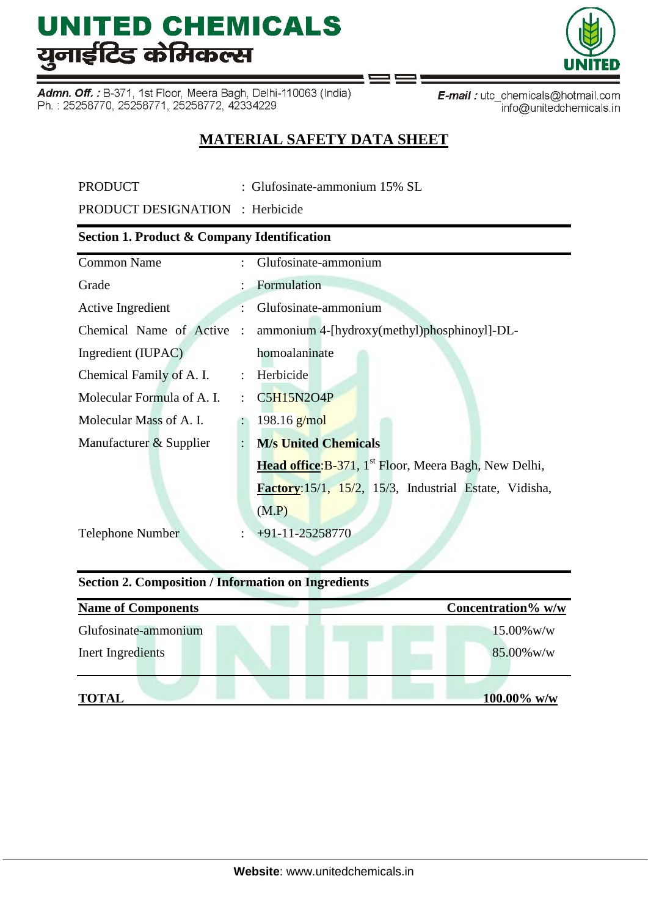# UNITED CHEMICALS
# युनाईटिड केमिकल्स

***Admn. Off. :*** B-371, 1st Floor, Meera Bagh, Delhi-110063 (India)
Ph. : 25258770, 25258771, 25258772, 42334229

***E-mail :*** utc_chemicals@hotmail.com
info@unitedchemicals.in

## MATERIAL SAFETY DATA SHEET

PRODUCT : Glufosinate-ammonium 15% SL

PRODUCT DESIGNATION : Herbicide

### Section 1. Product & Company Identification

| | | |
|---|---|---|
| Common Name | : | Glufosinate-ammonium |
| Grade | : | Formulation |
| Active Ingredient | : | Glufosinate-ammonium |
| Chemical Name of Active Ingredient (IUPAC) | : | ammonium 4-[hydroxy(methyl)phosphinoyl]-DL-homoalaninate |
| Chemical Family of A. I. | : | Herbicide |
| Molecular Formula of A. I. | : | $C_5H_{15}N_2O_4P$ |
| Molecular Mass of A. I. | : | 198.16 g/mol |
| Manufacturer & Supplier | : | **M/s United Chemicals**<br>**Head office**:B-371, 1st Floor, Meera Bagh, New Delhi,<br>**Factory**:15/1, 15/2, 15/3, Industrial Estate, Vidisha, (M.P) |
| Telephone Number | : | +91-11-25258770 |

### Section 2. Composition / Information on Ingredients

| Name of Components | Concentration% w/w |
|---|---|
| Glufosinate-ammonium | 15.00%w/w |
| Inert Ingredients | 85.00%w/w |
| **TOTAL** | **100.00% w/w** |

**Website**: www.unitedchemicals.in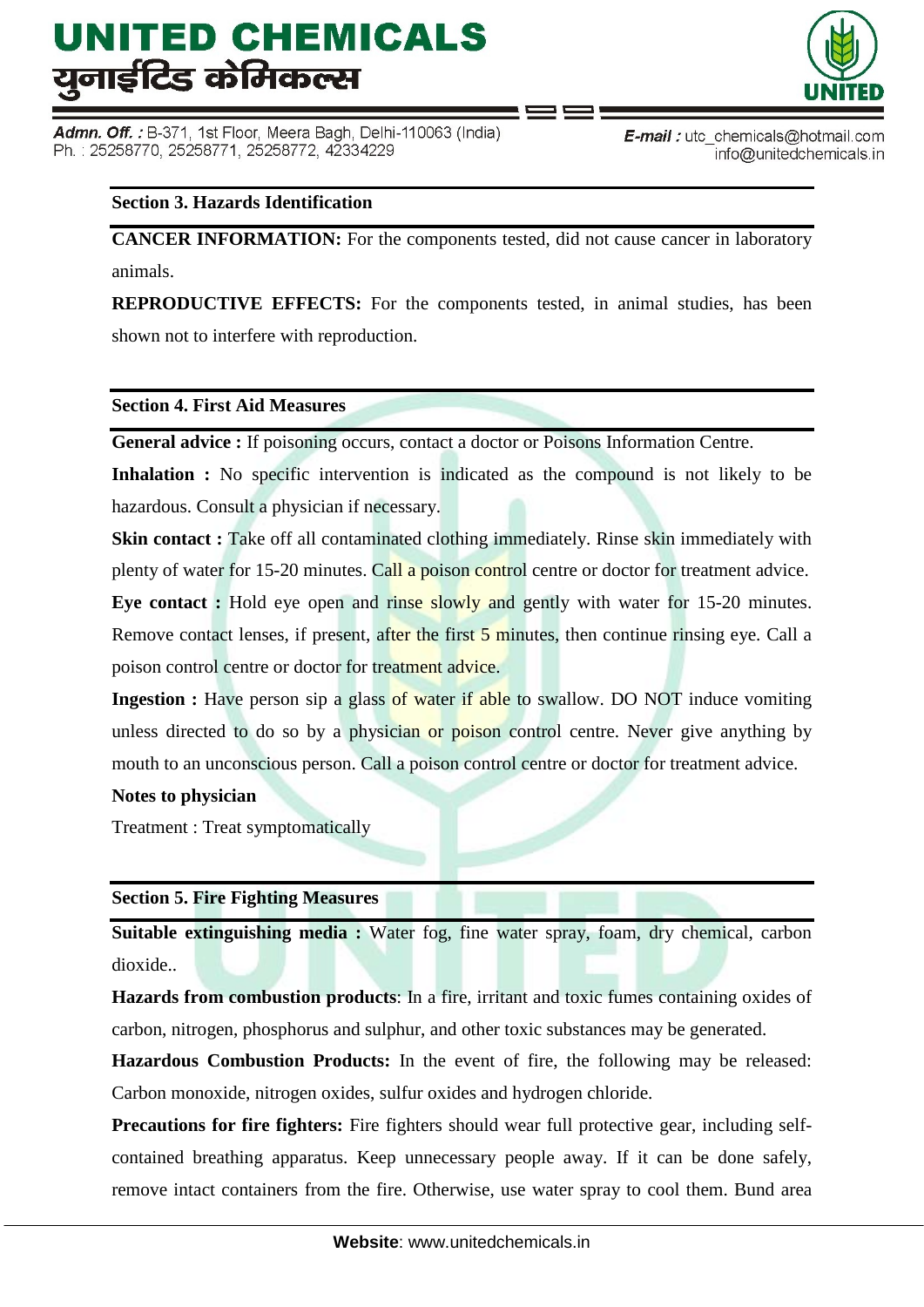## Section 3. Hazards Identification

**CANCER INFORMATION:** For the components tested, did not cause cancer in laboratory animals.

**REPRODUCTIVE EFFECTS:** For the components tested, in animal studies, has been shown not to interfere with reproduction.

## Section 4. First Aid Measures

**General advice :** If poisoning occurs, contact a doctor or Poisons Information Centre.

**Inhalation :** No specific intervention is indicated as the compound is not likely to be hazardous. Consult a physician if necessary.

**Skin contact :** Take off all contaminated clothing immediately. Rinse skin immediately with plenty of water for 15-20 minutes. Call a poison control centre or doctor for treatment advice.

**Eye contact :** Hold eye open and rinse slowly and gently with water for 15-20 minutes. Remove contact lenses, if present, after the first 5 minutes, then continue rinsing eye. Call a poison control centre or doctor for treatment advice.

**Ingestion :** Have person sip a glass of water if able to swallow. DO NOT induce vomiting unless directed to do so by a physician or poison control centre. Never give anything by mouth to an unconscious person. Call a poison control centre or doctor for treatment advice.

**Notes to physician**

Treatment : Treat symptomatically

## Section 5. Fire Fighting Measures

**Suitable extinguishing media :** Water fog, fine water spray, foam, dry chemical, carbon dioxide..

**Hazards from combustion products**: In a fire, irritant and toxic fumes containing oxides of carbon, nitrogen, phosphorus and sulphur, and other toxic substances may be generated.

**Hazardous Combustion Products:** In the event of fire, the following may be released: Carbon monoxide, nitrogen oxides, sulfur oxides and hydrogen chloride.

**Precautions for fire fighters:** Fire fighters should wear full protective gear, including self-contained breathing apparatus. Keep unnecessary people away. If it can be done safely, remove intact containers from the fire. Otherwise, use water spray to cool them. Bund area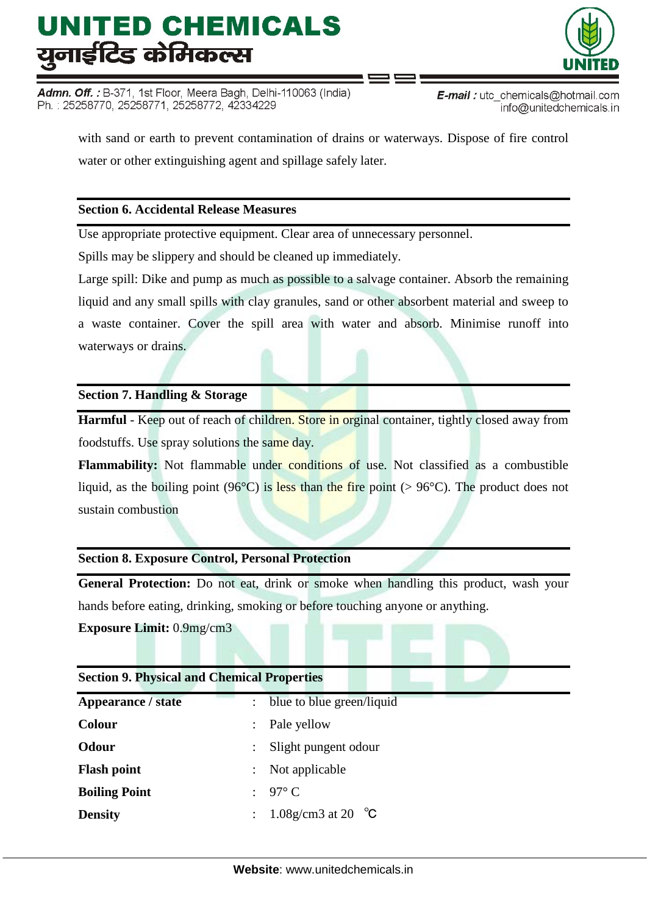with sand or earth to prevent contamination of drains or waterways. Dispose of fire control water or other extinguishing agent and spillage safely later.

## Section 6. Accidental Release Measures

Use appropriate protective equipment. Clear area of unnecessary personnel.

Spills may be slippery and should be cleaned up immediately.

Large spill: Dike and pump as much as possible to a salvage container. Absorb the remaining liquid and any small spills with clay granules, sand or other absorbent material and sweep to a waste container. Cover the spill area with water and absorb. Minimise runoff into waterways or drains.

## Section 7. Handling & Storage

**Harmful** - Keep out of reach of children. Store in orginal container, tightly closed away from foodstuffs. Use spray solutions the same day.

**Flammability:** Not flammable under conditions of use. Not classified as a combustible liquid, as the boiling point (96°C) is less than the fire point (> 96°C). The product does not sustain combustion

## Section 8. Exposure Control, Personal Protection

**General Protection:** Do not eat, drink or smoke when handling this product, wash your hands before eating, drinking, smoking or before touching anyone or anything.

**Exposure Limit:** 0.9mg/cm3

## Section 9. Physical and Chemical Properties

| | | |
|---|---|---|
| **Appearance / state** | : | blue to blue green/liquid |
| **Colour** | : | Pale yellow |
| **Odour** | : | Slight pungent odour |
| **Flash point** | : | Not applicable |
| **Boiling Point** | : | 97° C |
| **Density** | : | 1.08g/cm3 at 20 ℃ |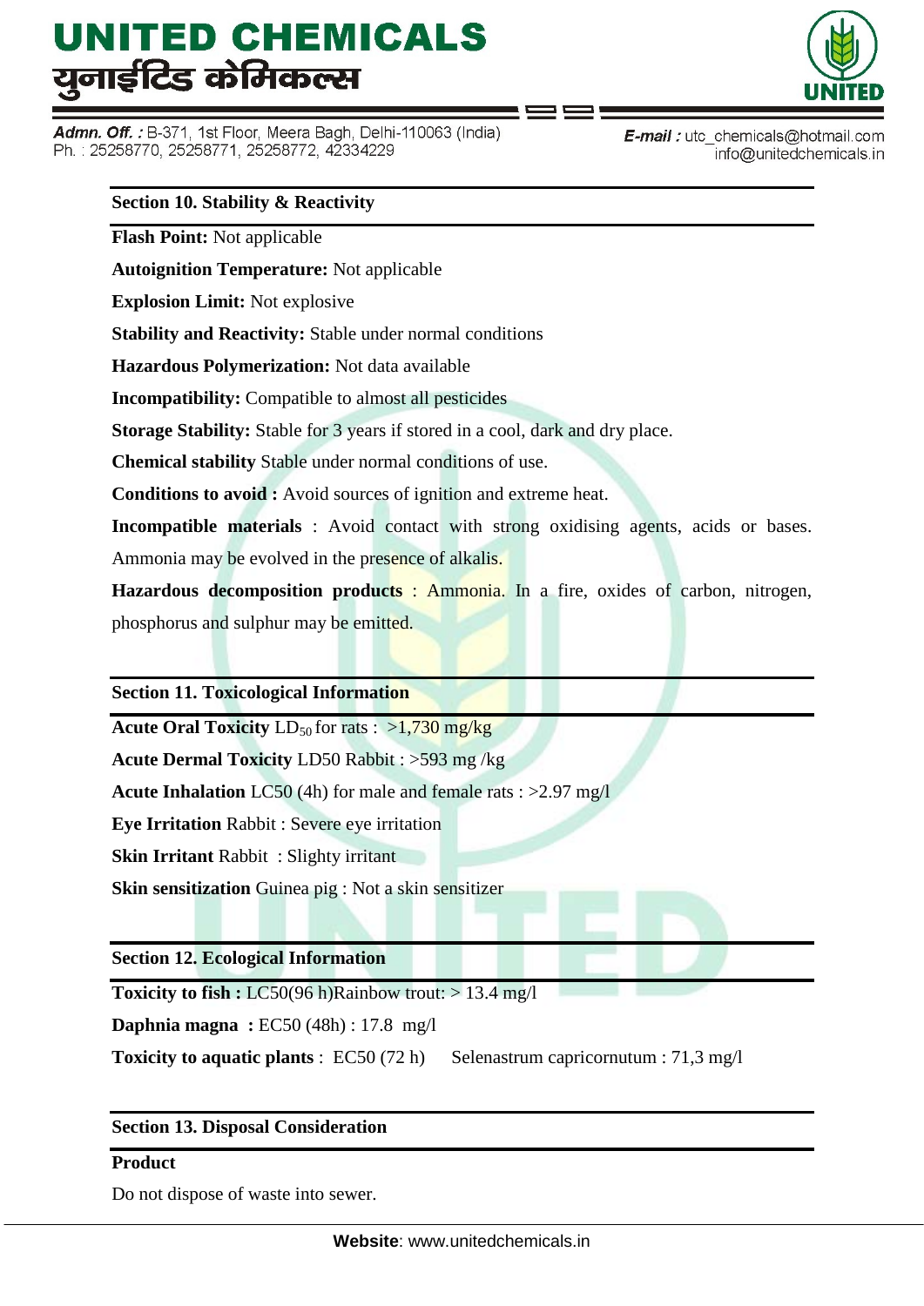## Section 10. Stability & Reactivity

**Flash Point:** Not applicable

**Autoignition Temperature:** Not applicable

**Explosion Limit:** Not explosive

**Stability and Reactivity:** Stable under normal conditions

**Hazardous Polymerization:** Not data available

**Incompatibility:** Compatible to almost all pesticides

**Storage Stability:** Stable for 3 years if stored in a cool, dark and dry place.

**Chemical stability** Stable under normal conditions of use.

**Conditions to avoid :** Avoid sources of ignition and extreme heat.

**Incompatible materials** : Avoid contact with strong oxidising agents, acids or bases. Ammonia may be evolved in the presence of alkalis.

**Hazardous decomposition products** : Ammonia. In a fire, oxides of carbon, nitrogen, phosphorus and sulphur may be emitted.

## Section 11. Toxicological Information

**Acute Oral Toxicity** $LD_{50}$ for rats : >1,730 mg/kg

**Acute Dermal Toxicity** LD50 Rabbit : >593 mg /kg

**Acute Inhalation** LC50 (4h) for male and female rats : >2.97 mg/l

**Eye Irritation** Rabbit : Severe eye irritation

**Skin Irritant** Rabbit : Slighty irritant

**Skin sensitization** Guinea pig : Not a skin sensitizer

## Section 12. Ecological Information

**Toxicity to fish :** LC50(96 h)Rainbow trout: > 13.4 mg/l

**Daphnia magna :** EC50 (48h) : 17.8 mg/l

**Toxicity to aquatic plants** : EC50 (72 h) Selenastrum capricornutum : 71,3 mg/l

## Section 13. Disposal Consideration

**Product**

Do not dispose of waste into sewer.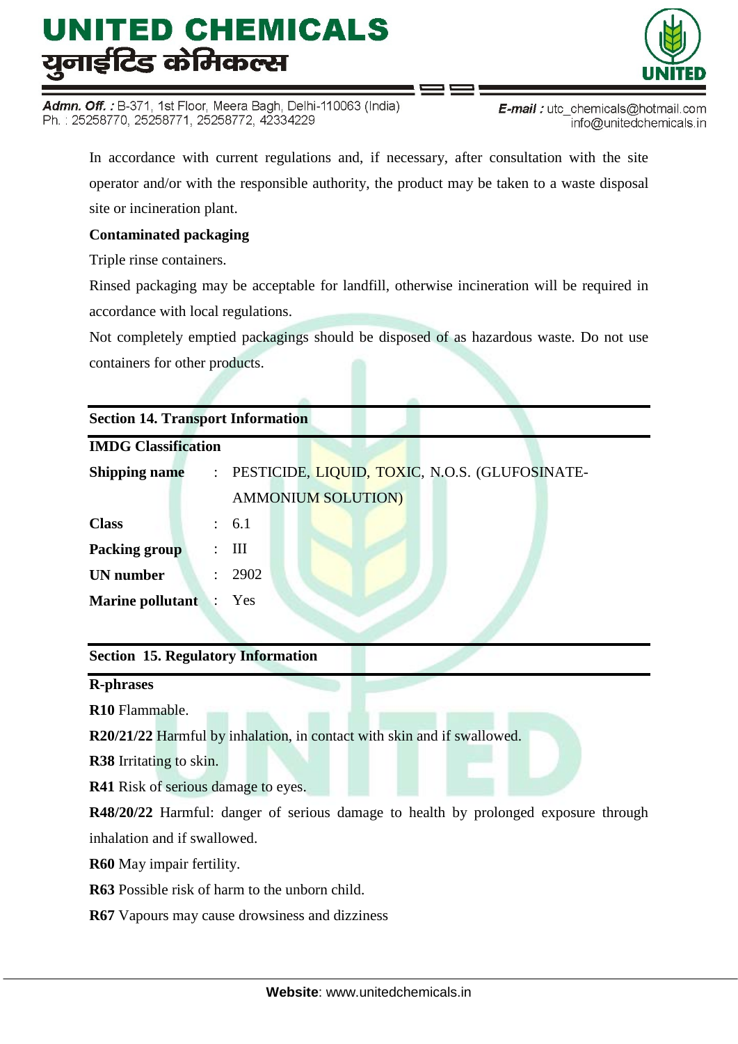In accordance with current regulations and, if necessary, after consultation with the site operator and/or with the responsible authority, the product may be taken to a waste disposal site or incineration plant.

**Contaminated packaging**

Triple rinse containers.

Rinsed packaging may be acceptable for landfill, otherwise incineration will be required in accordance with local regulations.

Not completely emptied packagings should be disposed of as hazardous waste. Do not use containers for other products.

## Section 14. Transport Information

**IMDG Classification**

| | | |
|---|---|---|
| **Shipping name** | : | PESTICIDE, LIQUID, TOXIC, N.O.S. (GLUFOSINATE-AMMONIUM SOLUTION) |
| **Class** | : | 6.1 |
| **Packing group** | : | III |
| **UN number** | : | 2902 |
| **Marine pollutant** | : | Yes |

## Section 15. Regulatory Information

**R-phrases**

**R10** Flammable.

**R20/21/22** Harmful by inhalation, in contact with skin and if swallowed.

**R38** Irritating to skin.

**R41** Risk of serious damage to eyes.

**R48/20/22** Harmful: danger of serious damage to health by prolonged exposure through inhalation and if swallowed.

**R60** May impair fertility.

**R63** Possible risk of harm to the unborn child.

**R67** Vapours may cause drowsiness and dizziness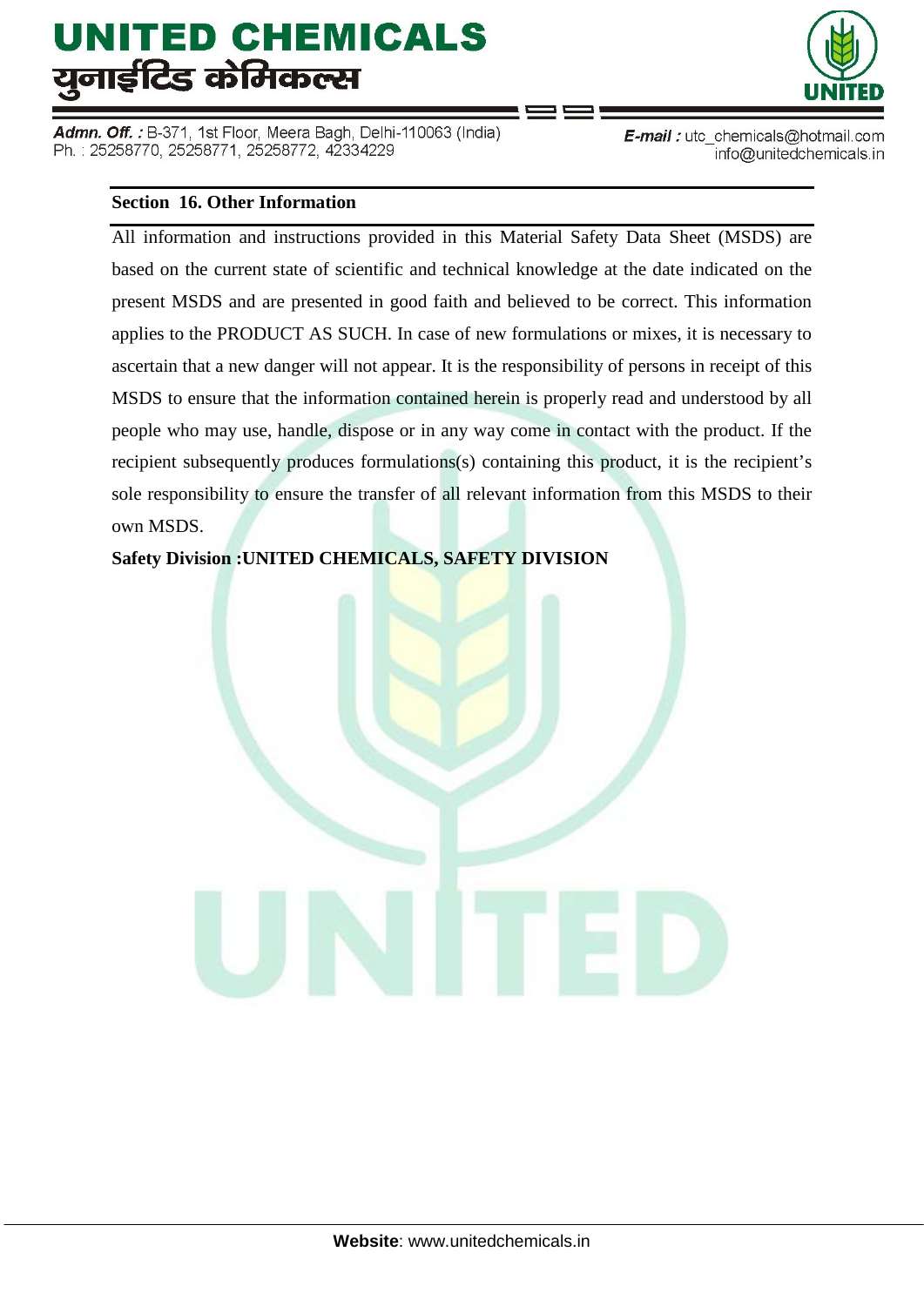## Section 16. Other Information

All information and instructions provided in this Material Safety Data Sheet (MSDS) are based on the current state of scientific and technical knowledge at the date indicated on the present MSDS and are presented in good faith and believed to be correct. This information applies to the PRODUCT AS SUCH. In case of new formulations or mixes, it is necessary to ascertain that a new danger will not appear. It is the responsibility of persons in receipt of this MSDS to ensure that the information contained herein is properly read and understood by all people who may use, handle, dispose or in any way come in contact with the product. If the recipient subsequently produces formulations(s) containing this product, it is the recipient's sole responsibility to ensure the transfer of all relevant information from this MSDS to their own MSDS.

**Safety Division :UNITED CHEMICALS, SAFETY DIVISION**